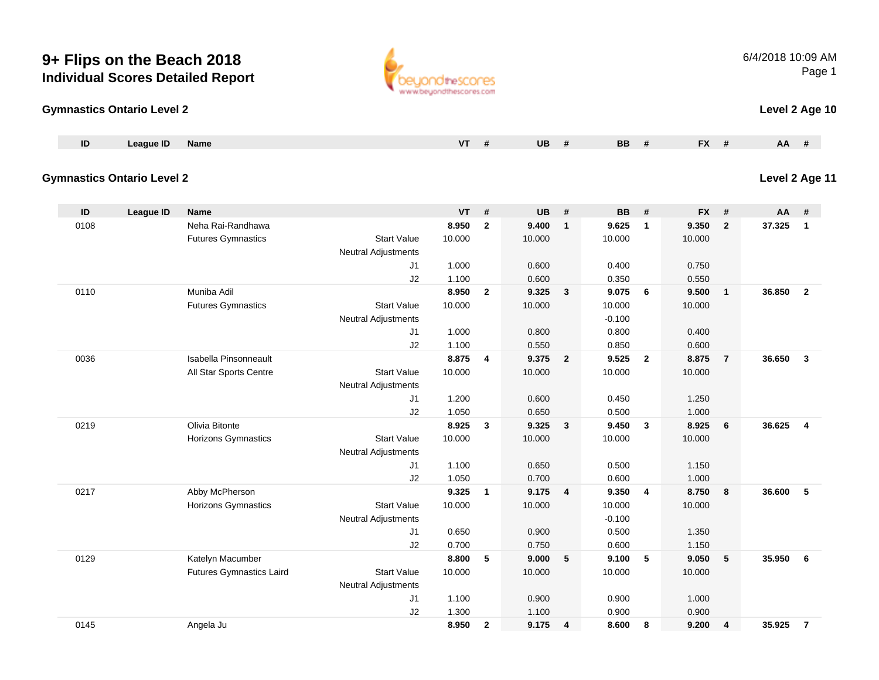# 9+ Flips on the Beach 2018

## Individual Scores Detailed Report

6/4/2018 10:09 AM

### Gymnastics Ontario Level 2

**Level 2 Age 10**

| ID | League ID | Name | | VT | # | UB | # | BB | # | FX | # | AA | # |
|---|---|---|---|---|---|---|---|---|---|---|---|---|---|

### Gymnastics Ontario Level 2

**Level 2 Age 11**

| ID | League ID | Name | | VT | # | UB | # | BB | # | FX | # | AA | # |
|---|---|---|---|---|---|---|---|---|---|---|---|---|---|
| 0108 | | Neha Rai-Randhawa | | **8.950** | **2** | **9.400** | **1** | **9.625** | **1** | **9.350** | **2** | **37.325** | **1** |
| | | Futures Gymnastics | Start Value | 10.000 | | 10.000 | | 10.000 | | 10.000 | | | |
| | | | Neutral Adjustments | | | | | | | | | | |
| | | | J1 | 1.000 | | 0.600 | | 0.400 | | 0.750 | | | |
| | | | J2 | 1.100 | | 0.600 | | 0.350 | | 0.550 | | | |
| 0110 | | Muniba Adil | | **8.950** | **2** | **9.325** | **3** | **9.075** | **6** | **9.500** | **1** | **36.850** | **2** |
| | | Futures Gymnastics | Start Value | 10.000 | | 10.000 | | 10.000 | | 10.000 | | | |
| | | | Neutral Adjustments | | | | | -0.100 | | | | | |
| | | | J1 | 1.000 | | 0.800 | | 0.800 | | 0.400 | | | |
| | | | J2 | 1.100 | | 0.550 | | 0.850 | | 0.600 | | | |
| 0036 | | Isabella Pinsonneault | | **8.875** | **4** | **9.375** | **2** | **9.525** | **2** | **8.875** | **7** | **36.650** | **3** |
| | | All Star Sports Centre | Start Value | 10.000 | | 10.000 | | 10.000 | | 10.000 | | | |
| | | | Neutral Adjustments | | | | | | | | | | |
| | | | J1 | 1.200 | | 0.600 | | 0.450 | | 1.250 | | | |
| | | | J2 | 1.050 | | 0.650 | | 0.500 | | 1.000 | | | |
| 0219 | | Olivia Bitonte | | **8.925** | **3** | **9.325** | **3** | **9.450** | **3** | **8.925** | **6** | **36.625** | **4** |
| | | Horizons Gymnastics | Start Value | 10.000 | | 10.000 | | 10.000 | | 10.000 | | | |
| | | | Neutral Adjustments | | | | | | | | | | |
| | | | J1 | 1.100 | | 0.650 | | 0.500 | | 1.150 | | | |
| | | | J2 | 1.050 | | 0.700 | | 0.600 | | 1.000 | | | |
| 0217 | | Abby McPherson | | **9.325** | **1** | **9.175** | **4** | **9.350** | **4** | **8.750** | **8** | **36.600** | **5** |
| | | Horizons Gymnastics | Start Value | 10.000 | | 10.000 | | 10.000 | | 10.000 | | | |
| | | | Neutral Adjustments | | | | | -0.100 | | | | | |
| | | | J1 | 0.650 | | 0.900 | | 0.500 | | 1.350 | | | |
| | | | J2 | 0.700 | | 0.750 | | 0.600 | | 1.150 | | | |
| 0129 | | Katelyn Macumber | | **8.800** | **5** | **9.000** | **5** | **9.100** | **5** | **9.050** | **5** | **35.950** | **6** |
| | | Futures Gymnastics Laird | Start Value | 10.000 | | 10.000 | | 10.000 | | 10.000 | | | |
| | | | Neutral Adjustments | | | | | | | | | | |
| | | | J1 | 1.100 | | 0.900 | | 0.900 | | 1.000 | | | |
| | | | J2 | 1.300 | | 1.100 | | 0.900 | | 0.900 | | | |
| 0145 | | Angela Ju | | **8.950** | **2** | **9.175** | **4** | **8.600** | **8** | **9.200** | **4** | **35.925** | **7** |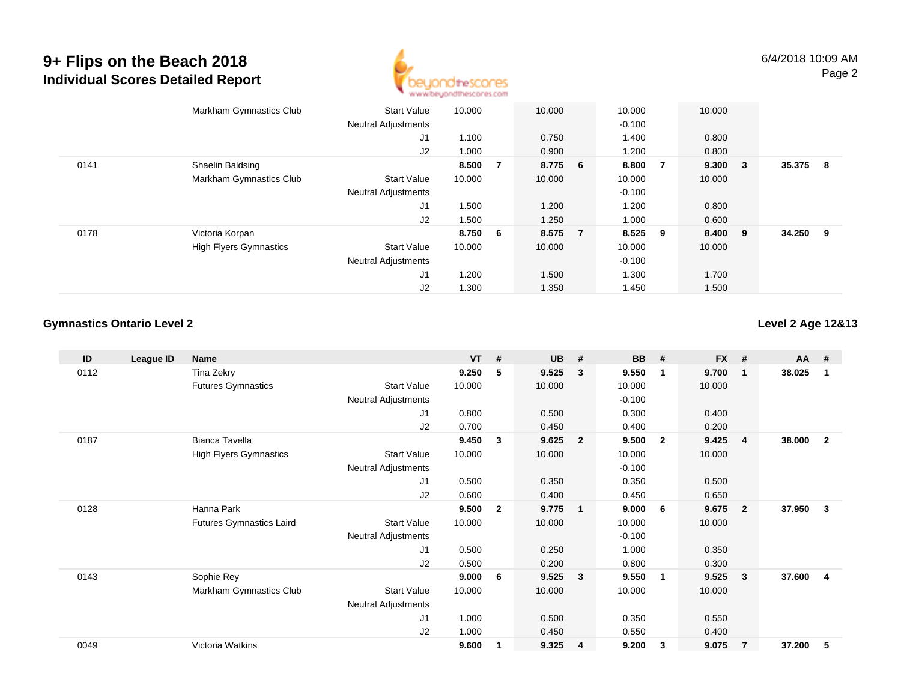# 9+ Flips on the Beach 2018
## Individual Scores Detailed Report

6/4/2018 10:09 AM

| ID | League ID | Name | | VT | # | UB | # | BB | # | FX | # | AA | # |
|---|---|---|---|---|---|---|---|---|---|---|---|---|---|
| | | Markham Gymnastics Club | Start Value | 10.000 | | 10.000 | | 10.000 | | 10.000 | | | |
| | | | Neutral Adjustments | | | | | -0.100 | | | | | |
| | | | J1 | 1.100 | | 0.750 | | 1.400 | | 0.800 | | | |
| | | | J2 | 1.000 | | 0.900 | | 1.200 | | 0.800 | | | |
| 0141 | | Shaelin Baldsing | | **8.500** | **7** | **8.775** | **6** | **8.800** | **7** | **9.300** | **3** | **35.375** | **8** |
| | | Markham Gymnastics Club | Start Value | 10.000 | | 10.000 | | 10.000 | | 10.000 | | | |
| | | | Neutral Adjustments | | | | | -0.100 | | | | | |
| | | | J1 | 1.500 | | 1.200 | | 1.200 | | 0.800 | | | |
| | | | J2 | 1.500 | | 1.250 | | 1.000 | | 0.600 | | | |
| 0178 | | Victoria Korpan | | **8.750** | **6** | **8.575** | **7** | **8.525** | **9** | **8.400** | **9** | **34.250** | **9** |
| | | High Flyers Gymnastics | Start Value | 10.000 | | 10.000 | | 10.000 | | 10.000 | | | |
| | | | Neutral Adjustments | | | | | -0.100 | | | | | |
| | | | J1 | 1.200 | | 1.500 | | 1.300 | | 1.700 | | | |
| | | | J2 | 1.300 | | 1.350 | | 1.450 | | 1.500 | | | |

**Gymnastics Ontario Level 2** — **Level 2 Age 12&13**

| ID | League ID | Name | | VT | # | UB | # | BB | # | FX | # | AA | # |
|---|---|---|---|---|---|---|---|---|---|---|---|---|---|
| 0112 | | Tina Zekry | | **9.250** | **5** | **9.525** | **3** | **9.550** | **1** | **9.700** | **1** | **38.025** | **1** |
| | | Futures Gymnastics | Start Value | 10.000 | | 10.000 | | 10.000 | | 10.000 | | | |
| | | | Neutral Adjustments | | | | | -0.100 | | | | | |
| | | | J1 | 0.800 | | 0.500 | | 0.300 | | 0.400 | | | |
| | | | J2 | 0.700 | | 0.450 | | 0.400 | | 0.200 | | | |
| 0187 | | Bianca Tavella | | **9.450** | **3** | **9.625** | **2** | **9.500** | **2** | **9.425** | **4** | **38.000** | **2** |
| | | High Flyers Gymnastics | Start Value | 10.000 | | 10.000 | | 10.000 | | 10.000 | | | |
| | | | Neutral Adjustments | | | | | -0.100 | | | | | |
| | | | J1 | 0.500 | | 0.350 | | 0.350 | | 0.500 | | | |
| | | | J2 | 0.600 | | 0.400 | | 0.450 | | 0.650 | | | |
| 0128 | | Hanna Park | | **9.500** | **2** | **9.775** | **1** | **9.000** | **6** | **9.675** | **2** | **37.950** | **3** |
| | | Futures Gymnastics Laird | Start Value | 10.000 | | 10.000 | | 10.000 | | 10.000 | | | |
| | | | Neutral Adjustments | | | | | -0.100 | | | | | |
| | | | J1 | 0.500 | | 0.250 | | 1.000 | | 0.350 | | | |
| | | | J2 | 0.500 | | 0.200 | | 0.800 | | 0.300 | | | |
| 0143 | | Sophie Rey | | **9.000** | **6** | **9.525** | **3** | **9.550** | **1** | **9.525** | **3** | **37.600** | **4** |
| | | Markham Gymnastics Club | Start Value | 10.000 | | 10.000 | | 10.000 | | 10.000 | | | |
| | | | Neutral Adjustments | | | | | | | | | | |
| | | | J1 | 1.000 | | 0.500 | | 0.350 | | 0.550 | | | |
| | | | J2 | 1.000 | | 0.450 | | 0.550 | | 0.400 | | | |
| 0049 | | Victoria Watkins | | **9.600** | **1** | **9.325** | **4** | **9.200** | **3** | **9.075** | **7** | **37.200** | **5** |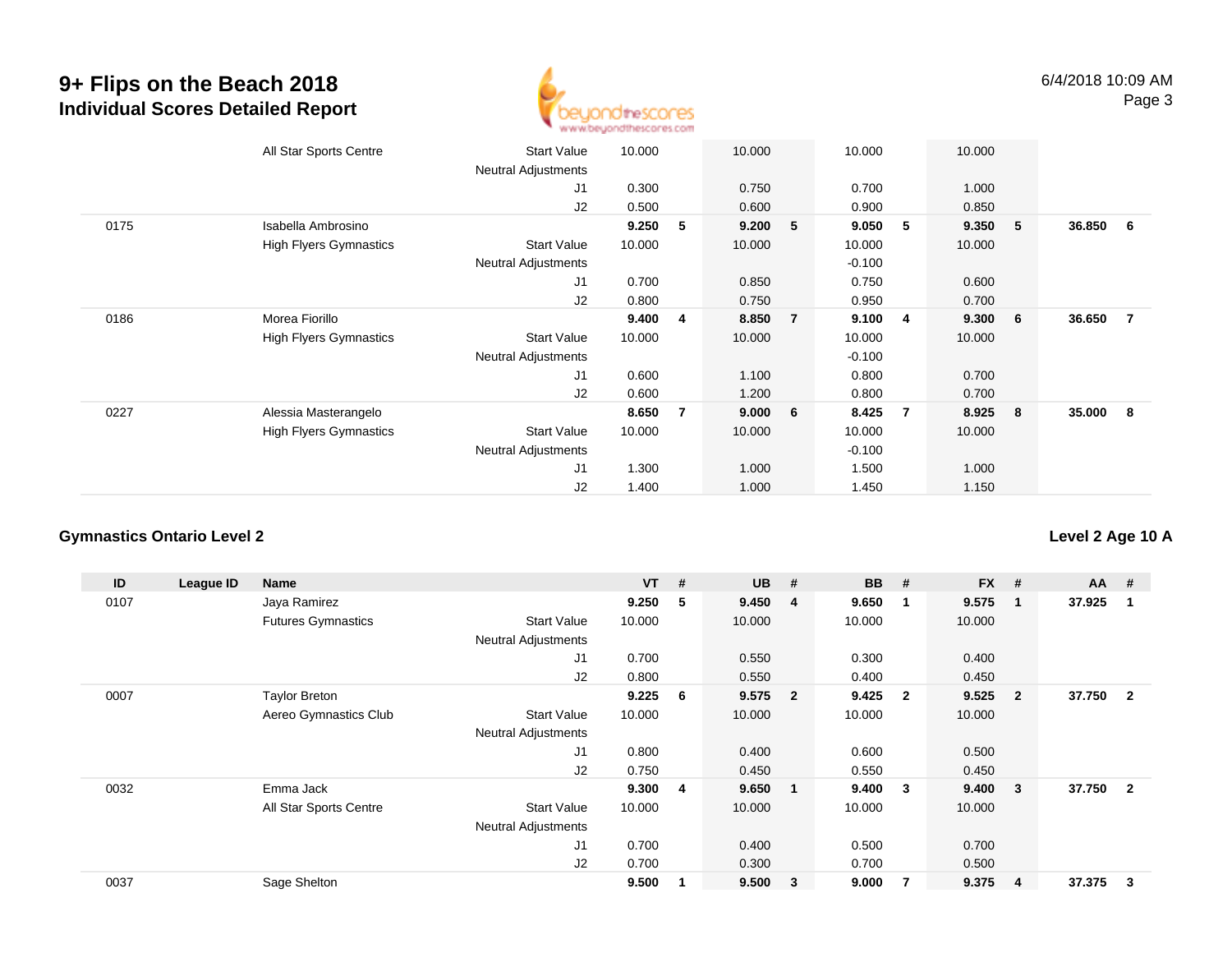# 9+ Flips on the Beach 2018

## Individual Scores Detailed Report

6/4/2018 10:09 AM

| ID | League ID | Name | | VT | # | UB | # | BB | # | FX | # | AA | # |
|---|---|---|---|---|---|---|---|---|---|---|---|---|---|
| | | All Star Sports Centre | Start Value | 10.000 | | 10.000 | | 10.000 | | 10.000 | | | |
| | | | Neutral Adjustments | | | | | | | | | | |
| | | | J1 | 0.300 | | 0.750 | | 0.700 | | 1.000 | | | |
| | | | J2 | 0.500 | | 0.600 | | 0.900 | | 0.850 | | | |
| 0175 | | Isabella Ambrosino | | **9.250** | **5** | **9.200** | **5** | **9.050** | **5** | **9.350** | **5** | **36.850** | **6** |
| | | High Flyers Gymnastics | Start Value | 10.000 | | 10.000 | | 10.000 | | 10.000 | | | |
| | | | Neutral Adjustments | | | | | -0.100 | | | | | |
| | | | J1 | 0.700 | | 0.850 | | 0.750 | | 0.600 | | | |
| | | | J2 | 0.800 | | 0.750 | | 0.950 | | 0.700 | | | |
| 0186 | | Morea Fiorillo | | **9.400** | **4** | **8.850** | **7** | **9.100** | **4** | **9.300** | **6** | **36.650** | **7** |
| | | High Flyers Gymnastics | Start Value | 10.000 | | 10.000 | | 10.000 | | 10.000 | | | |
| | | | Neutral Adjustments | | | | | -0.100 | | | | | |
| | | | J1 | 0.600 | | 1.100 | | 0.800 | | 0.700 | | | |
| | | | J2 | 0.600 | | 1.200 | | 0.800 | | 0.700 | | | |
| 0227 | | Alessia Masterangelo | | **8.650** | **7** | **9.000** | **6** | **8.425** | **7** | **8.925** | **8** | **35.000** | **8** |
| | | High Flyers Gymnastics | Start Value | 10.000 | | 10.000 | | 10.000 | | 10.000 | | | |
| | | | Neutral Adjustments | | | | | -0.100 | | | | | |
| | | | J1 | 1.300 | | 1.000 | | 1.500 | | 1.000 | | | |
| | | | J2 | 1.400 | | 1.000 | | 1.450 | | 1.150 | | | |

### Gymnastics Ontario Level 2

### Level 2 Age 10 A

| ID | League ID | Name | | VT | # | UB | # | BB | # | FX | # | AA | # |
|---|---|---|---|---|---|---|---|---|---|---|---|---|---|
| 0107 | | Jaya Ramirez | | **9.250** | **5** | **9.450** | **4** | **9.650** | **1** | **9.575** | **1** | **37.925** | **1** |
| | | Futures Gymnastics | Start Value | 10.000 | | 10.000 | | 10.000 | | 10.000 | | | |
| | | | Neutral Adjustments | | | | | | | | | | |
| | | | J1 | 0.700 | | 0.550 | | 0.300 | | 0.400 | | | |
| | | | J2 | 0.800 | | 0.550 | | 0.400 | | 0.450 | | | |
| 0007 | | Taylor Breton | | **9.225** | **6** | **9.575** | **2** | **9.425** | **2** | **9.525** | **2** | **37.750** | **2** |
| | | Aereo Gymnastics Club | Start Value | 10.000 | | 10.000 | | 10.000 | | 10.000 | | | |
| | | | Neutral Adjustments | | | | | | | | | | |
| | | | J1 | 0.800 | | 0.400 | | 0.600 | | 0.500 | | | |
| | | | J2 | 0.750 | | 0.450 | | 0.550 | | 0.450 | | | |
| 0032 | | Emma Jack | | **9.300** | **4** | **9.650** | **1** | **9.400** | **3** | **9.400** | **3** | **37.750** | **2** |
| | | All Star Sports Centre | Start Value | 10.000 | | 10.000 | | 10.000 | | 10.000 | | | |
| | | | Neutral Adjustments | | | | | | | | | | |
| | | | J1 | 0.700 | | 0.400 | | 0.500 | | 0.700 | | | |
| | | | J2 | 0.700 | | 0.300 | | 0.700 | | 0.500 | | | |
| 0037 | | Sage Shelton | | **9.500** | **1** | **9.500** | **3** | **9.000** | **7** | **9.375** | **4** | **37.375** | **3** |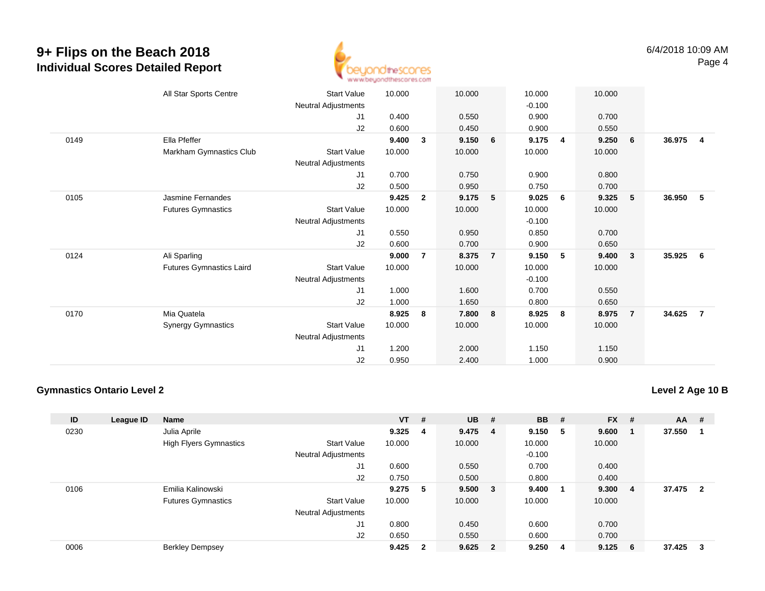# 9+ Flips on the Beach 2018
## Individual Scores Detailed Report

| ID | League ID | Name | | VT | # | UB | # | BB | # | FX | # | AA | # |
|---|---|---|---|---|---|---|---|---|---|---|---|---|---|
| | | All Star Sports Centre | Start Value | 10.000 | | 10.000 | | 10.000 | | 10.000 | | | |
| | | | Neutral Adjustments | | | | | -0.100 | | | | | |
| | | | J1 | 0.400 | | 0.550 | | 0.900 | | 0.700 | | | |
| | | | J2 | 0.600 | | 0.450 | | 0.900 | | 0.550 | | | |
| 0149 | | Ella Pfeffer | | **9.400** | **3** | **9.150** | **6** | **9.175** | **4** | **9.250** | **6** | **36.975** | **4** |
| | | Markham Gymnastics Club | Start Value | 10.000 | | 10.000 | | 10.000 | | 10.000 | | | |
| | | | Neutral Adjustments | | | | | | | | | | |
| | | | J1 | 0.700 | | 0.750 | | 0.900 | | 0.800 | | | |
| | | | J2 | 0.500 | | 0.950 | | 0.750 | | 0.700 | | | |
| 0105 | | Jasmine Fernandes | | **9.425** | **2** | **9.175** | **5** | **9.025** | **6** | **9.325** | **5** | **36.950** | **5** |
| | | Futures Gymnastics | Start Value | 10.000 | | 10.000 | | 10.000 | | 10.000 | | | |
| | | | Neutral Adjustments | | | | | -0.100 | | | | | |
| | | | J1 | 0.550 | | 0.950 | | 0.850 | | 0.700 | | | |
| | | | J2 | 0.600 | | 0.700 | | 0.900 | | 0.650 | | | |
| 0124 | | Ali Sparling | | **9.000** | **7** | **8.375** | **7** | **9.150** | **5** | **9.400** | **3** | **35.925** | **6** |
| | | Futures Gymnastics Laird | Start Value | 10.000 | | 10.000 | | 10.000 | | 10.000 | | | |
| | | | Neutral Adjustments | | | | | -0.100 | | | | | |
| | | | J1 | 1.000 | | 1.600 | | 0.700 | | 0.550 | | | |
| | | | J2 | 1.000 | | 1.650 | | 0.800 | | 0.650 | | | |
| 0170 | | Mia Quatela | | **8.925** | **8** | **7.800** | **8** | **8.925** | **8** | **8.975** | **7** | **34.625** | **7** |
| | | Synergy Gymnastics | Start Value | 10.000 | | 10.000 | | 10.000 | | 10.000 | | | |
| | | | Neutral Adjustments | | | | | | | | | | |
| | | | J1 | 1.200 | | 2.000 | | 1.150 | | 1.150 | | | |
| | | | J2 | 0.950 | | 2.400 | | 1.000 | | 0.900 | | | |

### Gymnastics Ontario Level 2

**Level 2 Age 10 B**

| ID | League ID | Name | | VT | # | UB | # | BB | # | FX | # | AA | # |
|---|---|---|---|---|---|---|---|---|---|---|---|---|---|
| 0230 | | Julia Aprile | | **9.325** | **4** | **9.475** | **4** | **9.150** | **5** | **9.600** | **1** | **37.550** | **1** |
| | | High Flyers Gymnastics | Start Value | 10.000 | | 10.000 | | 10.000 | | 10.000 | | | |
| | | | Neutral Adjustments | | | | | -0.100 | | | | | |
| | | | J1 | 0.600 | | 0.550 | | 0.700 | | 0.400 | | | |
| | | | J2 | 0.750 | | 0.500 | | 0.800 | | 0.400 | | | |
| 0106 | | Emilia Kalinowski | | **9.275** | **5** | **9.500** | **3** | **9.400** | **1** | **9.300** | **4** | **37.475** | **2** |
| | | Futures Gymnastics | Start Value | 10.000 | | 10.000 | | 10.000 | | 10.000 | | | |
| | | | Neutral Adjustments | | | | | | | | | | |
| | | | J1 | 0.800 | | 0.450 | | 0.600 | | 0.700 | | | |
| | | | J2 | 0.650 | | 0.550 | | 0.600 | | 0.700 | | | |
| 0006 | | Berkley Dempsey | | **9.425** | **2** | **9.625** | **2** | **9.250** | **4** | **9.125** | **6** | **37.425** | **3** |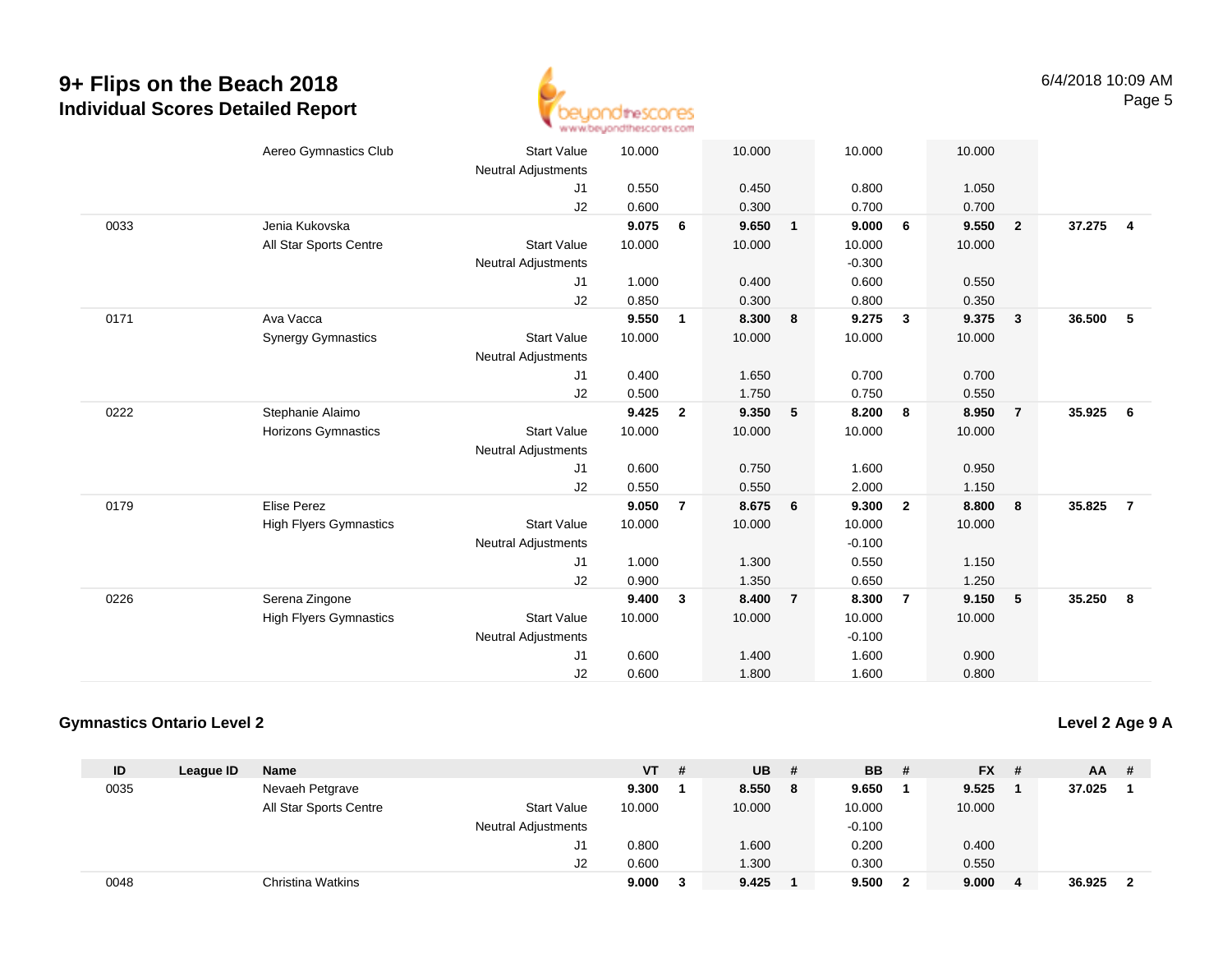# 9+ Flips on the Beach 2018
## Individual Scores Detailed Report

| ID | League ID | Name | | VT | # | UB | # | BB | # | FX | # | AA | # |
|---|---|---|---|---|---|---|---|---|---|---|---|---|---|
| | | Aereo Gymnastics Club | Start Value | 10.000 | | 10.000 | | 10.000 | | 10.000 | | | |
| | | | Neutral Adjustments | | | | | | | | | | |
| | | | J1 | 0.550 | | 0.450 | | 0.800 | | 1.050 | | | |
| | | | J2 | 0.600 | | 0.300 | | 0.700 | | 0.700 | | | |
| 0033 | | Jenia Kukovska | | **9.075** | **6** | **9.650** | **1** | **9.000** | **6** | **9.550** | **2** | **37.275** | **4** |
| | | All Star Sports Centre | Start Value | 10.000 | | 10.000 | | 10.000 | | 10.000 | | | |
| | | | Neutral Adjustments | | | | | -0.300 | | | | | |
| | | | J1 | 1.000 | | 0.400 | | 0.600 | | 0.550 | | | |
| | | | J2 | 0.850 | | 0.300 | | 0.800 | | 0.350 | | | |
| 0171 | | Ava Vacca | | **9.550** | **1** | **8.300** | **8** | **9.275** | **3** | **9.375** | **3** | **36.500** | **5** |
| | | Synergy Gymnastics | Start Value | 10.000 | | 10.000 | | 10.000 | | 10.000 | | | |
| | | | Neutral Adjustments | | | | | | | | | | |
| | | | J1 | 0.400 | | 1.650 | | 0.700 | | 0.700 | | | |
| | | | J2 | 0.500 | | 1.750 | | 0.750 | | 0.550 | | | |
| 0222 | | Stephanie Alaimo | | **9.425** | **2** | **9.350** | **5** | **8.200** | **8** | **8.950** | **7** | **35.925** | **6** |
| | | Horizons Gymnastics | Start Value | 10.000 | | 10.000 | | 10.000 | | 10.000 | | | |
| | | | Neutral Adjustments | | | | | | | | | | |
| | | | J1 | 0.600 | | 0.750 | | 1.600 | | 0.950 | | | |
| | | | J2 | 0.550 | | 0.550 | | 2.000 | | 1.150 | | | |
| 0179 | | Elise Perez | | **9.050** | **7** | **8.675** | **6** | **9.300** | **2** | **8.800** | **8** | **35.825** | **7** |
| | | High Flyers Gymnastics | Start Value | 10.000 | | 10.000 | | 10.000 | | 10.000 | | | |
| | | | Neutral Adjustments | | | | | -0.100 | | | | | |
| | | | J1 | 1.000 | | 1.300 | | 0.550 | | 1.150 | | | |
| | | | J2 | 0.900 | | 1.350 | | 0.650 | | 1.250 | | | |
| 0226 | | Serena Zingone | | **9.400** | **3** | **8.400** | **7** | **8.300** | **7** | **9.150** | **5** | **35.250** | **8** |
| | | High Flyers Gymnastics | Start Value | 10.000 | | 10.000 | | 10.000 | | 10.000 | | | |
| | | | Neutral Adjustments | | | | | -0.100 | | | | | |
| | | | J1 | 0.600 | | 1.400 | | 1.600 | | 0.900 | | | |
| | | | J2 | 0.600 | | 1.800 | | 1.600 | | 0.800 | | | |

### Gymnastics Ontario Level 2

**Level 2 Age 9 A**

| ID | League ID | Name | | VT | # | UB | # | BB | # | FX | # | AA | # |
|---|---|---|---|---|---|---|---|---|---|---|---|---|---|
| 0035 | | Nevaeh Petgrave | | **9.300** | **1** | **8.550** | **8** | **9.650** | **1** | **9.525** | **1** | **37.025** | **1** |
| | | All Star Sports Centre | Start Value | 10.000 | | 10.000 | | 10.000 | | 10.000 | | | |
| | | | Neutral Adjustments | | | | | -0.100 | | | | | |
| | | | J1 | 0.800 | | 1.600 | | 0.200 | | 0.400 | | | |
| | | | J2 | 0.600 | | 1.300 | | 0.300 | | 0.550 | | | |
| 0048 | | Christina Watkins | | **9.000** | **3** | **9.425** | **1** | **9.500** | **2** | **9.000** | **4** | **36.925** | **2** |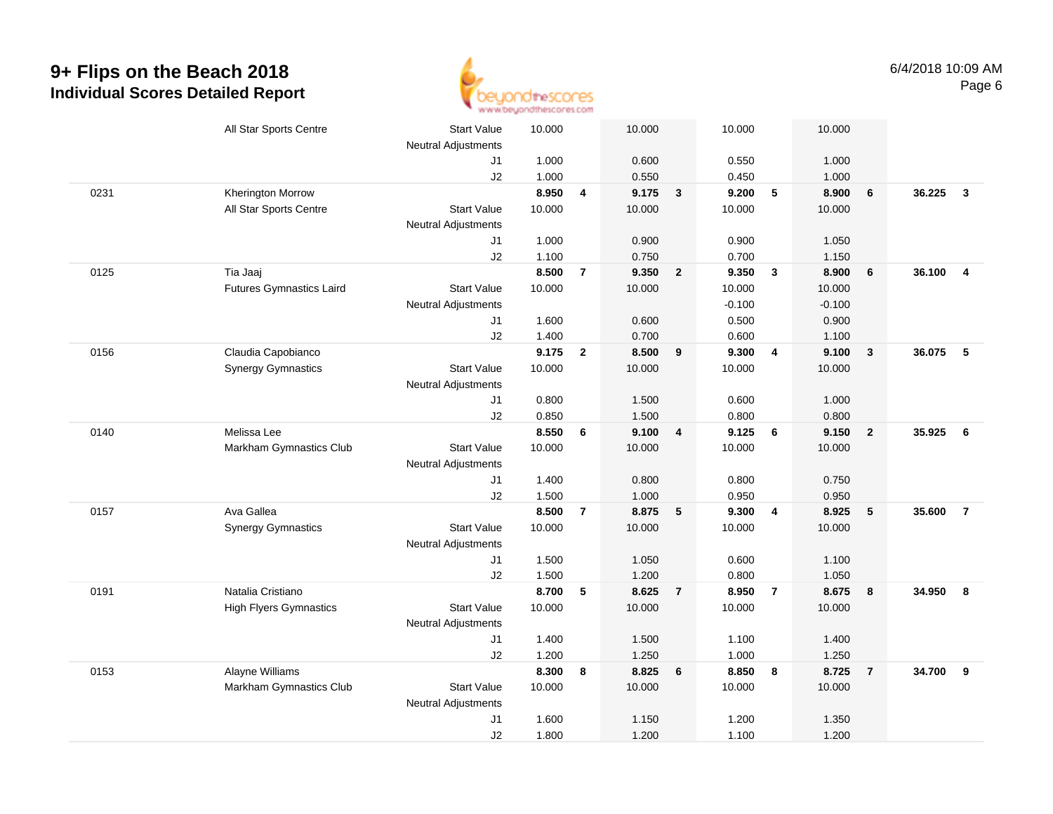# 9+ Flips on the Beach 2018
## Individual Scores Detailed Report

| # | Name / Club | | Vault | Rank | Bars | Rank | Beam | Rank | Floor | Rank | AA | Rank |
|---|---|---|---|---|---|---|---|---|---|---|---|---|
| | All Star Sports Centre | Start Value | 10.000 | | 10.000 | | 10.000 | | 10.000 | | | |
| | | Neutral Adjustments | | | | | | | | | | |
| | | J1 | 1.000 | | 0.600 | | 0.550 | | 1.000 | | | |
| | | J2 | 1.000 | | 0.550 | | 0.450 | | 1.000 | | | |
| 0231 | Kherington Morrow | | **8.950** | **4** | **9.175** | **3** | **9.200** | **5** | **8.900** | **6** | **36.225** | **3** |
| | All Star Sports Centre | Start Value | 10.000 | | 10.000 | | 10.000 | | 10.000 | | | |
| | | Neutral Adjustments | | | | | | | | | | |
| | | J1 | 1.000 | | 0.900 | | 0.900 | | 1.050 | | | |
| | | J2 | 1.100 | | 0.750 | | 0.700 | | 1.150 | | | |
| 0125 | Tia Jaaj | | **8.500** | **7** | **9.350** | **2** | **9.350** | **3** | **8.900** | **6** | **36.100** | **4** |
| | Futures Gymnastics Laird | Start Value | 10.000 | | 10.000 | | 10.000 | | 10.000 | | | |
| | | Neutral Adjustments | | | | | -0.100 | | -0.100 | | | |
| | | J1 | 1.600 | | 0.600 | | 0.500 | | 0.900 | | | |
| | | J2 | 1.400 | | 0.700 | | 0.600 | | 1.100 | | | |
| 0156 | Claudia Capobianco | | **9.175** | **2** | **8.500** | **9** | **9.300** | **4** | **9.100** | **3** | **36.075** | **5** |
| | Synergy Gymnastics | Start Value | 10.000 | | 10.000 | | 10.000 | | 10.000 | | | |
| | | Neutral Adjustments | | | | | | | | | | |
| | | J1 | 0.800 | | 1.500 | | 0.600 | | 1.000 | | | |
| | | J2 | 0.850 | | 1.500 | | 0.800 | | 0.800 | | | |
| 0140 | Melissa Lee | | **8.550** | **6** | **9.100** | **4** | **9.125** | **6** | **9.150** | **2** | **35.925** | **6** |
| | Markham Gymnastics Club | Start Value | 10.000 | | 10.000 | | 10.000 | | 10.000 | | | |
| | | Neutral Adjustments | | | | | | | | | | |
| | | J1 | 1.400 | | 0.800 | | 0.800 | | 0.750 | | | |
| | | J2 | 1.500 | | 1.000 | | 0.950 | | 0.950 | | | |
| 0157 | Ava Gallea | | **8.500** | **7** | **8.875** | **5** | **9.300** | **4** | **8.925** | **5** | **35.600** | **7** |
| | Synergy Gymnastics | Start Value | 10.000 | | 10.000 | | 10.000 | | 10.000 | | | |
| | | Neutral Adjustments | | | | | | | | | | |
| | | J1 | 1.500 | | 1.050 | | 0.600 | | 1.100 | | | |
| | | J2 | 1.500 | | 1.200 | | 0.800 | | 1.050 | | | |
| 0191 | Natalia Cristiano | | **8.700** | **5** | **8.625** | **7** | **8.950** | **7** | **8.675** | **8** | **34.950** | **8** |
| | High Flyers Gymnastics | Start Value | 10.000 | | 10.000 | | 10.000 | | 10.000 | | | |
| | | Neutral Adjustments | | | | | | | | | | |
| | | J1 | 1.400 | | 1.500 | | 1.100 | | 1.400 | | | |
| | | J2 | 1.200 | | 1.250 | | 1.000 | | 1.250 | | | |
| 0153 | Alayne Williams | | **8.300** | **8** | **8.825** | **6** | **8.850** | **8** | **8.725** | **7** | **34.700** | **9** |
| | Markham Gymnastics Club | Start Value | 10.000 | | 10.000 | | 10.000 | | 10.000 | | | |
| | | Neutral Adjustments | | | | | | | | | | |
| | | J1 | 1.600 | | 1.150 | | 1.200 | | 1.350 | | | |
| | | J2 | 1.800 | | 1.200 | | 1.100 | | 1.200 | | | |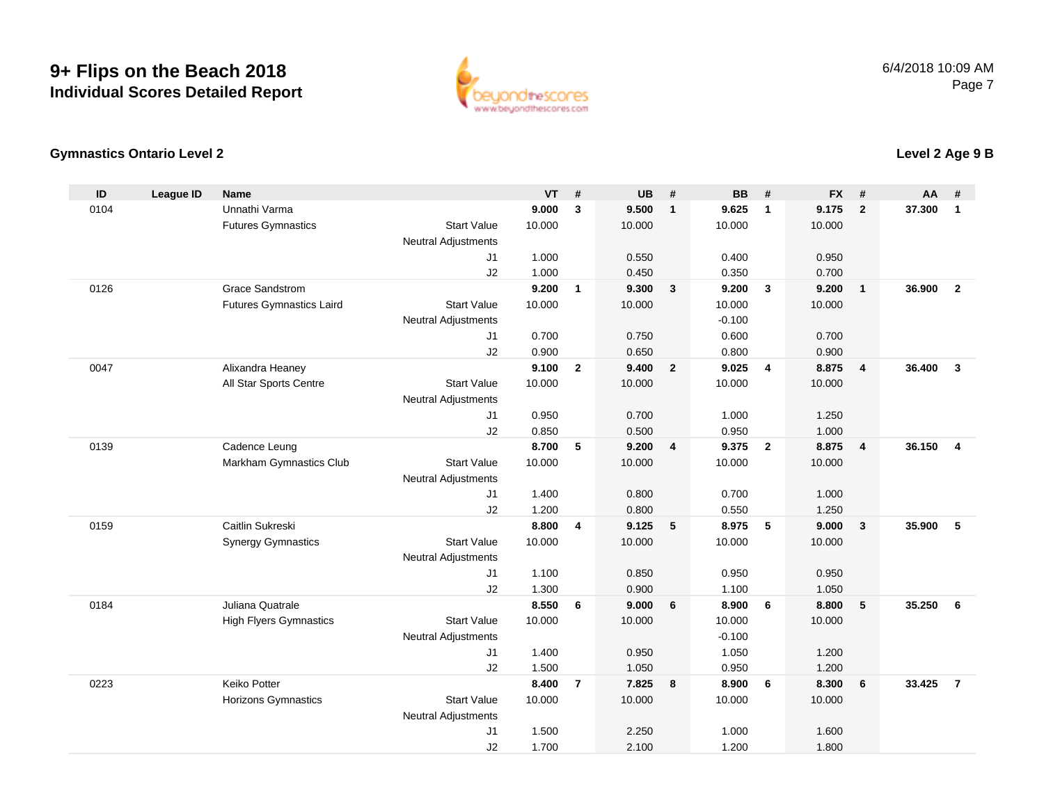# 9+ Flips on the Beach 2018
## Individual Scores Detailed Report

6/4/2018 10:09 AM

### Gymnastics Ontario Level 2

### Level 2 Age 9 B

| ID | League ID | Name | | VT | # | UB | # | BB | # | FX | # | AA | # |
|---|---|---|---|---|---|---|---|---|---|---|---|---|---|
| 0104 | | Unnathi Varma | | **9.000** | **3** | **9.500** | **1** | **9.625** | **1** | **9.175** | **2** | **37.300** | **1** |
| | | Futures Gymnastics | Start Value | 10.000 | | 10.000 | | 10.000 | | 10.000 | | | |
| | | | Neutral Adjustments | | | | | | | | | | |
| | | | J1 | 1.000 | | 0.550 | | 0.400 | | 0.950 | | | |
| | | | J2 | 1.000 | | 0.450 | | 0.350 | | 0.700 | | | |
| 0126 | | Grace Sandstrom | | **9.200** | **1** | **9.300** | **3** | **9.200** | **3** | **9.200** | **1** | **36.900** | **2** |
| | | Futures Gymnastics Laird | Start Value | 10.000 | | 10.000 | | 10.000 | | 10.000 | | | |
| | | | Neutral Adjustments | | | | | -0.100 | | | | | |
| | | | J1 | 0.700 | | 0.750 | | 0.600 | | 0.700 | | | |
| | | | J2 | 0.900 | | 0.650 | | 0.800 | | 0.900 | | | |
| 0047 | | Alixandra Heaney | | **9.100** | **2** | **9.400** | **2** | **9.025** | **4** | **8.875** | **4** | **36.400** | **3** |
| | | All Star Sports Centre | Start Value | 10.000 | | 10.000 | | 10.000 | | 10.000 | | | |
| | | | Neutral Adjustments | | | | | | | | | | |
| | | | J1 | 0.950 | | 0.700 | | 1.000 | | 1.250 | | | |
| | | | J2 | 0.850 | | 0.500 | | 0.950 | | 1.000 | | | |
| 0139 | | Cadence Leung | | **8.700** | **5** | **9.200** | **4** | **9.375** | **2** | **8.875** | **4** | **36.150** | **4** |
| | | Markham Gymnastics Club | Start Value | 10.000 | | 10.000 | | 10.000 | | 10.000 | | | |
| | | | Neutral Adjustments | | | | | | | | | | |
| | | | J1 | 1.400 | | 0.800 | | 0.700 | | 1.000 | | | |
| | | | J2 | 1.200 | | 0.800 | | 0.550 | | 1.250 | | | |
| 0159 | | Caitlin Sukreski | | **8.800** | **4** | **9.125** | **5** | **8.975** | **5** | **9.000** | **3** | **35.900** | **5** |
| | | Synergy Gymnastics | Start Value | 10.000 | | 10.000 | | 10.000 | | 10.000 | | | |
| | | | Neutral Adjustments | | | | | | | | | | |
| | | | J1 | 1.100 | | 0.850 | | 0.950 | | 0.950 | | | |
| | | | J2 | 1.300 | | 0.900 | | 1.100 | | 1.050 | | | |
| 0184 | | Juliana Quatrale | | **8.550** | **6** | **9.000** | **6** | **8.900** | **6** | **8.800** | **5** | **35.250** | **6** |
| | | High Flyers Gymnastics | Start Value | 10.000 | | 10.000 | | 10.000 | | 10.000 | | | |
| | | | Neutral Adjustments | | | | | -0.100 | | | | | |
| | | | J1 | 1.400 | | 0.950 | | 1.050 | | 1.200 | | | |
| | | | J2 | 1.500 | | 1.050 | | 0.950 | | 1.200 | | | |
| 0223 | | Keiko Potter | | **8.400** | **7** | **7.825** | **8** | **8.900** | **6** | **8.300** | **6** | **33.425** | **7** |
| | | Horizons Gymnastics | Start Value | 10.000 | | 10.000 | | 10.000 | | 10.000 | | | |
| | | | Neutral Adjustments | | | | | | | | | | |
| | | | J1 | 1.500 | | 2.250 | | 1.000 | | 1.600 | | | |
| | | | J2 | 1.700 | | 2.100 | | 1.200 | | 1.800 | | | |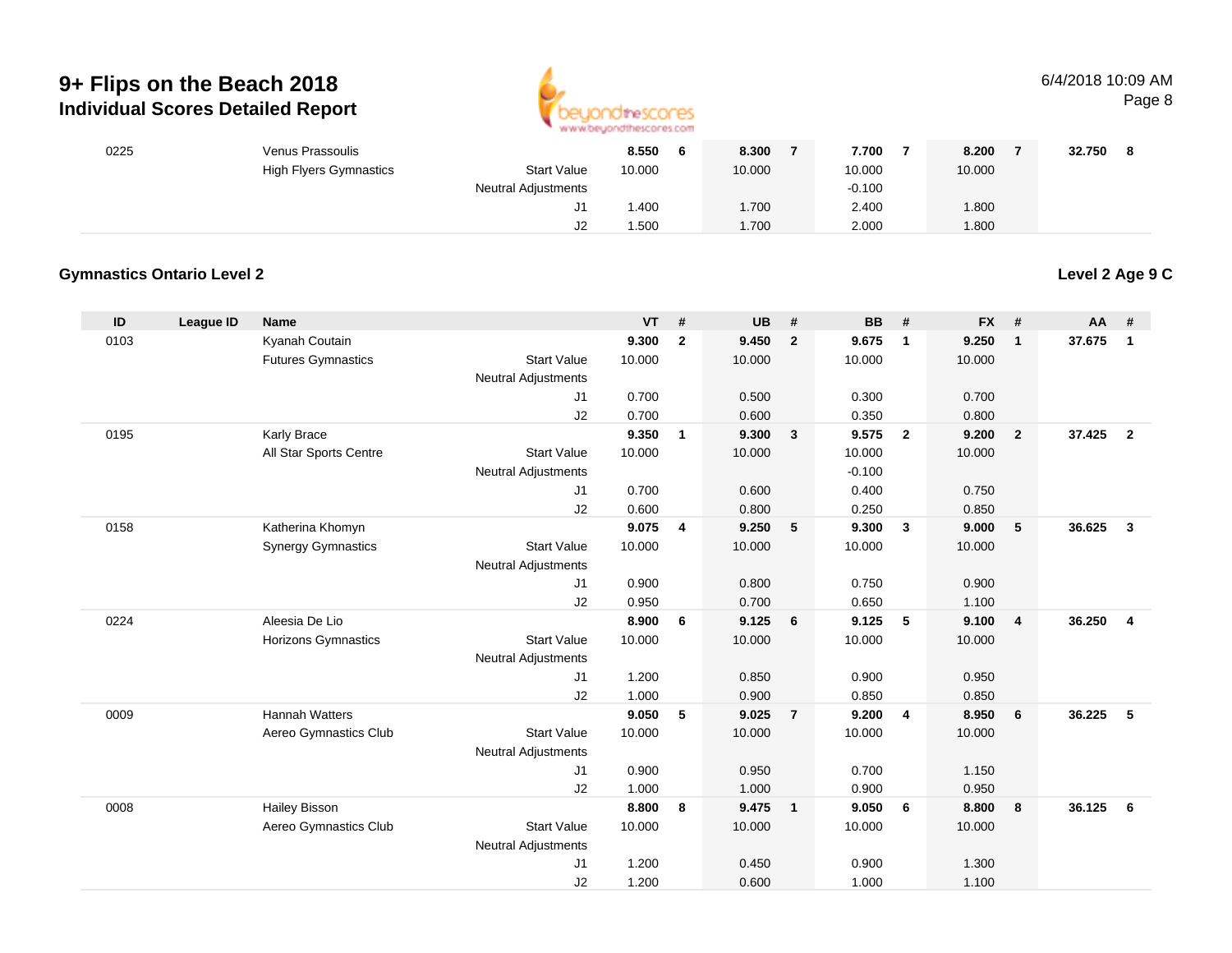# 9+ Flips on the Beach 2018

## Individual Scores Detailed Report

| ID | League ID | Name | | VT | # | UB | # | BB | # | FX | # | AA | # |
|---|---|---|---|---|---|---|---|---|---|---|---|---|---|
| 0225 | | Venus Prassoulis | | **8.550** | **6** | **8.300** | **7** | **7.700** | **7** | **8.200** | **7** | **32.750** | **8** |
| | | High Flyers Gymnastics | Start Value | 10.000 | | 10.000 | | 10.000 | | 10.000 | | | |
| | | | Neutral Adjustments | | | | | -0.100 | | | | | |
| | | | J1 | 1.400 | | 1.700 | | 2.400 | | 1.800 | | | |
| | | | J2 | 1.500 | | 1.700 | | 2.000 | | 1.800 | | | |

### Gymnastics Ontario Level 2

**Level 2 Age 9 C**

| ID | League ID | Name | | VT | # | UB | # | BB | # | FX | # | AA | # |
|---|---|---|---|---|---|---|---|---|---|---|---|---|---|
| 0103 | | Kyanah Coutain | | **9.300** | **2** | **9.450** | **2** | **9.675** | **1** | **9.250** | **1** | **37.675** | **1** |
| | | Futures Gymnastics | Start Value | 10.000 | | 10.000 | | 10.000 | | 10.000 | | | |
| | | | Neutral Adjustments | | | | | | | | | | |
| | | | J1 | 0.700 | | 0.500 | | 0.300 | | 0.700 | | | |
| | | | J2 | 0.700 | | 0.600 | | 0.350 | | 0.800 | | | |
| 0195 | | Karly Brace | | **9.350** | **1** | **9.300** | **3** | **9.575** | **2** | **9.200** | **2** | **37.425** | **2** |
| | | All Star Sports Centre | Start Value | 10.000 | | 10.000 | | 10.000 | | 10.000 | | | |
| | | | Neutral Adjustments | | | | | -0.100 | | | | | |
| | | | J1 | 0.700 | | 0.600 | | 0.400 | | 0.750 | | | |
| | | | J2 | 0.600 | | 0.800 | | 0.250 | | 0.850 | | | |
| 0158 | | Katherina Khomyn | | **9.075** | **4** | **9.250** | **5** | **9.300** | **3** | **9.000** | **5** | **36.625** | **3** |
| | | Synergy Gymnastics | Start Value | 10.000 | | 10.000 | | 10.000 | | 10.000 | | | |
| | | | Neutral Adjustments | | | | | | | | | | |
| | | | J1 | 0.900 | | 0.800 | | 0.750 | | 0.900 | | | |
| | | | J2 | 0.950 | | 0.700 | | 0.650 | | 1.100 | | | |
| 0224 | | Aleesia De Lio | | **8.900** | **6** | **9.125** | **6** | **9.125** | **5** | **9.100** | **4** | **36.250** | **4** |
| | | Horizons Gymnastics | Start Value | 10.000 | | 10.000 | | 10.000 | | 10.000 | | | |
| | | | Neutral Adjustments | | | | | | | | | | |
| | | | J1 | 1.200 | | 0.850 | | 0.900 | | 0.950 | | | |
| | | | J2 | 1.000 | | 0.900 | | 0.850 | | 0.850 | | | |
| 0009 | | Hannah Watters | | **9.050** | **5** | **9.025** | **7** | **9.200** | **4** | **8.950** | **6** | **36.225** | **5** |
| | | Aereo Gymnastics Club | Start Value | 10.000 | | 10.000 | | 10.000 | | 10.000 | | | |
| | | | Neutral Adjustments | | | | | | | | | | |
| | | | J1 | 0.900 | | 0.950 | | 0.700 | | 1.150 | | | |
| | | | J2 | 1.000 | | 1.000 | | 0.900 | | 0.950 | | | |
| 0008 | | Hailey Bisson | | **8.800** | **8** | **9.475** | **1** | **9.050** | **6** | **8.800** | **8** | **36.125** | **6** |
| | | Aereo Gymnastics Club | Start Value | 10.000 | | 10.000 | | 10.000 | | 10.000 | | | |
| | | | Neutral Adjustments | | | | | | | | | | |
| | | | J1 | 1.200 | | 0.450 | | 0.900 | | 1.300 | | | |
| | | | J2 | 1.200 | | 0.600 | | 1.000 | | 1.100 | | | |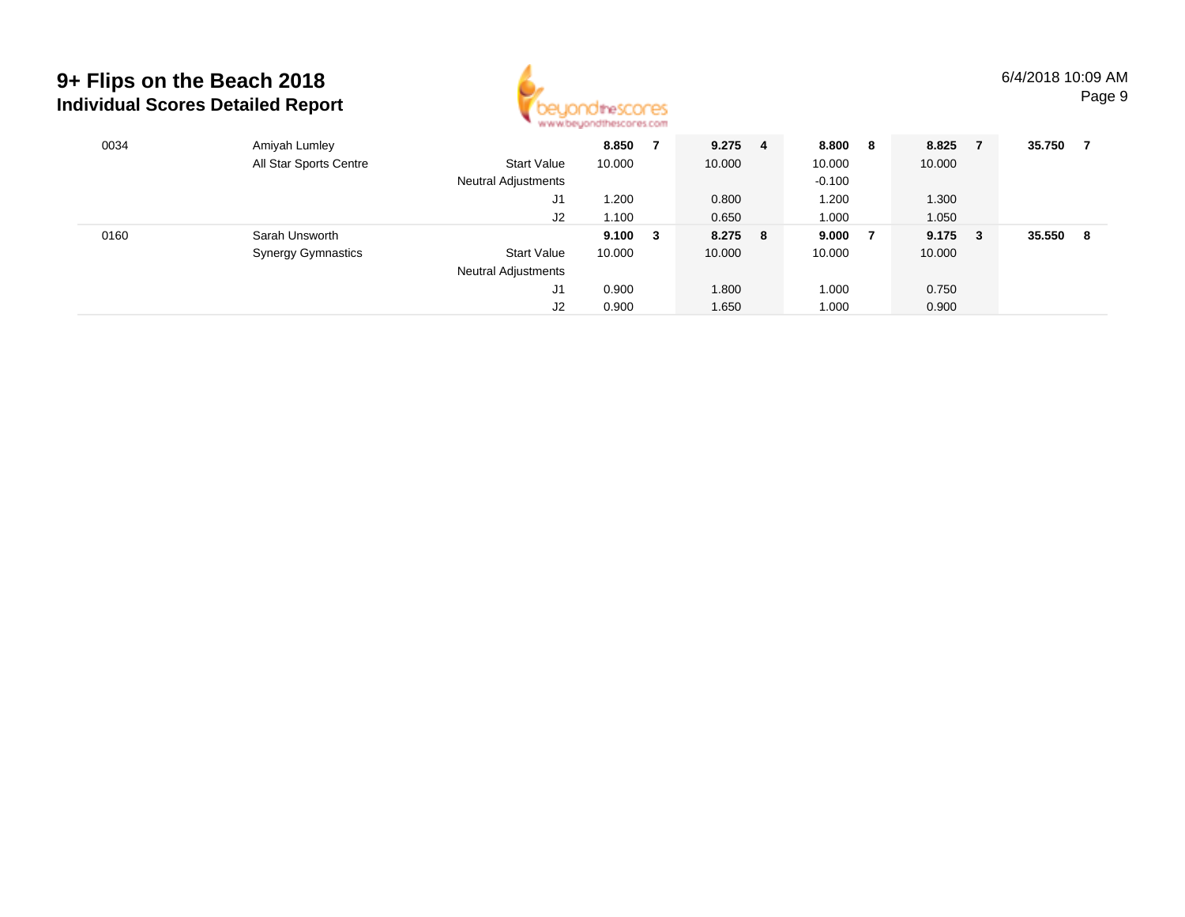# 9+ Flips on the Beach 2018

## Individual Scores Detailed Report

6/4/2018 10:09 AM

| | | | | | | | | | | | | |
|---|---|---|---|---|---|---|---|---|---|---|---|---|
| 0034 | Amiyah Lumley | | **8.850** | **7** | **9.275** | **4** | **8.800** | **8** | **8.825** | **7** | **35.750** | **7** |
| | All Star Sports Centre | Start Value | 10.000 | | 10.000 | | 10.000 | | 10.000 | | | |
| | | Neutral Adjustments | | | | | -0.100 | | | | | |
| | | J1 | 1.200 | | 0.800 | | 1.200 | | 1.300 | | | |
| | | J2 | 1.100 | | 0.650 | | 1.000 | | 1.050 | | | |
| 0160 | Sarah Unsworth | | **9.100** | **3** | **8.275** | **8** | **9.000** | **7** | **9.175** | **3** | **35.550** | **8** |
| | Synergy Gymnastics | Start Value | 10.000 | | 10.000 | | 10.000 | | 10.000 | | | |
| | | Neutral Adjustments | | | | | | | | | | |
| | | J1 | 0.900 | | 1.800 | | 1.000 | | 0.750 | | | |
| | | J2 | 0.900 | | 1.650 | | 1.000 | | 0.900 | | | |